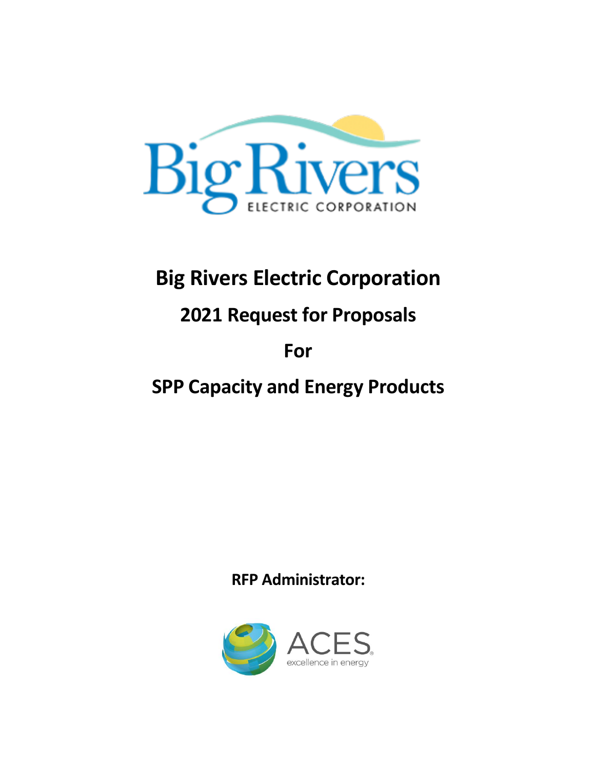# Big Rivers Electric Corporation

## 2021 Request for Proposals

## For

## SPP Capacity and Energy Products

**RFP Administrator:**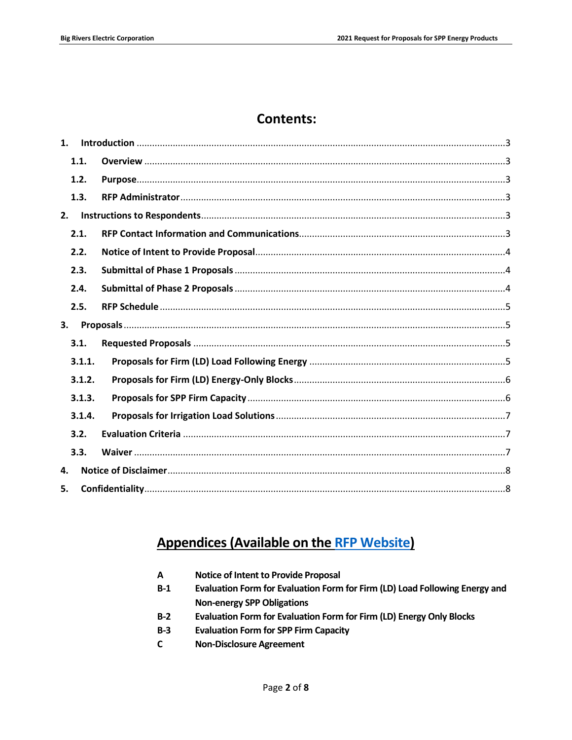# Contents:

1. **Introduction** ........................................................................ 3
   - 1.1. **Overview** ........................................................................ 3
   - 1.2. **Purpose** ........................................................................ 3
   - 1.3. **RFP Administrator** ........................................................................ 3
2. **Instructions to Respondents** ........................................................................ 3
   - 2.1. **RFP Contact Information and Communications** ........................................................................ 3
   - 2.2. **Notice of Intent to Provide Proposal** ........................................................................ 4
   - 2.3. **Submittal of Phase 1 Proposals** ........................................................................ 4
   - 2.4. **Submittal of Phase 2 Proposals** ........................................................................ 4
   - 2.5. **RFP Schedule** ........................................................................ 5
3. **Proposals** ........................................................................ 5
   - 3.1. **Requested Proposals** ........................................................................ 5
   - 3.1.1. **Proposals for Firm (LD) Load Following Energy** ........................................................................ 5
   - 3.1.2. **Proposals for Firm (LD) Energy-Only Blocks** ........................................................................ 6
   - 3.1.3. **Proposals for SPP Firm Capacity** ........................................................................ 6
   - 3.1.4. **Proposals for Irrigation Load Solutions** ........................................................................ 7
   - 3.2. **Evaluation Criteria** ........................................................................ 7
   - 3.3. **Waiver** ........................................................................ 7
4. **Notice of Disclaimer** ........................................................................ 8
5. **Confidentiality** ........................................................................ 8

## Appendices (Available on the RFP Website)

| | |
|---|---|
| **A** | **Notice of Intent to Provide Proposal** |
| **B-1** | **Evaluation Form for Evaluation Form for Firm (LD) Load Following Energy and Non-energy SPP Obligations** |
| **B-2** | **Evaluation Form for Evaluation Form for Firm (LD) Energy Only Blocks** |
| **B-3** | **Evaluation Form for SPP Firm Capacity** |
| **C** | **Non-Disclosure Agreement** |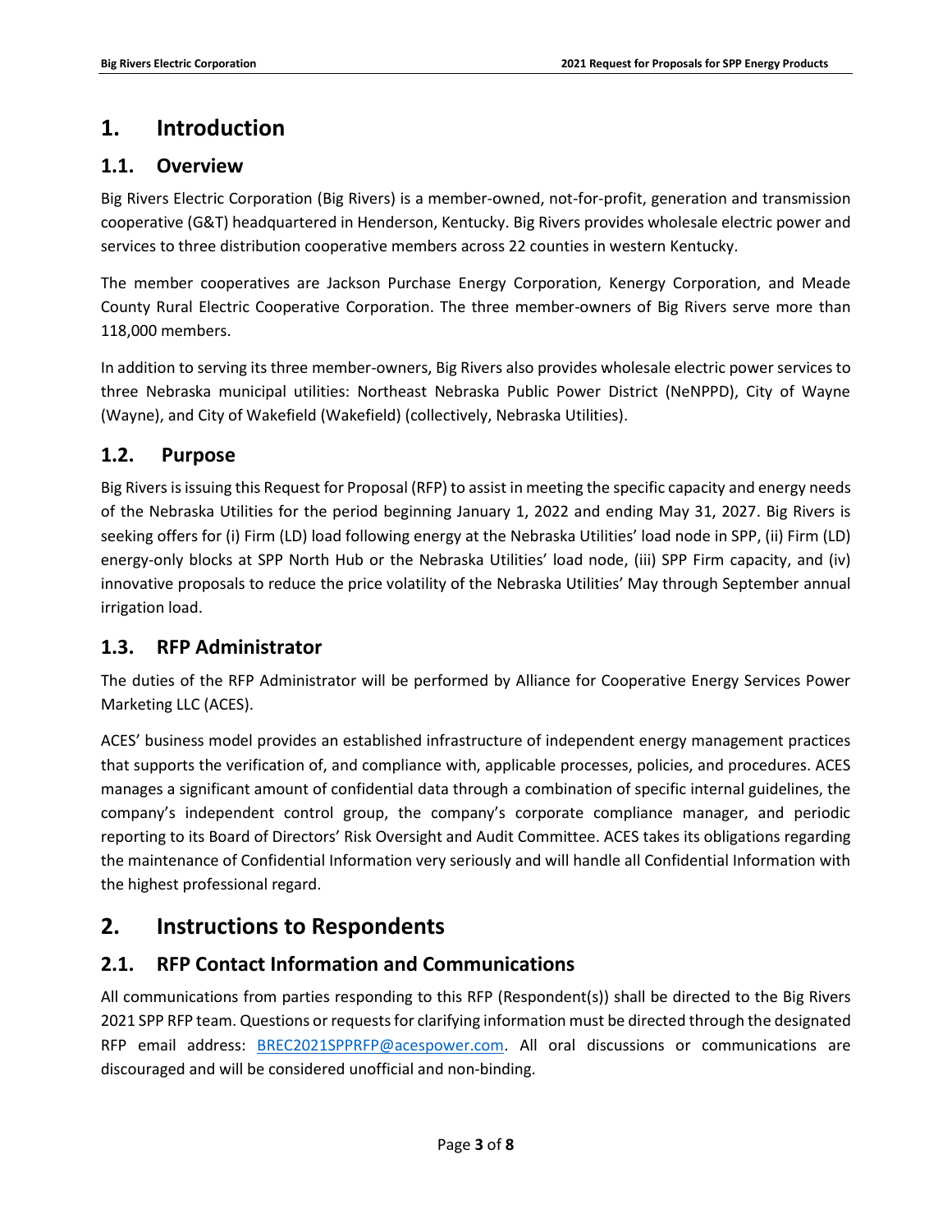# 1. Introduction

## 1.1. Overview

Big Rivers Electric Corporation (Big Rivers) is a member-owned, not-for-profit, generation and transmission cooperative (G&T) headquartered in Henderson, Kentucky. Big Rivers provides wholesale electric power and services to three distribution cooperative members across 22 counties in western Kentucky.

The member cooperatives are Jackson Purchase Energy Corporation, Kenergy Corporation, and Meade County Rural Electric Cooperative Corporation. The three member-owners of Big Rivers serve more than 118,000 members.

In addition to serving its three member-owners, Big Rivers also provides wholesale electric power services to three Nebraska municipal utilities: Northeast Nebraska Public Power District (NeNPPD), City of Wayne (Wayne), and City of Wakefield (Wakefield) (collectively, Nebraska Utilities).

## 1.2. Purpose

Big Rivers is issuing this Request for Proposal (RFP) to assist in meeting the specific capacity and energy needs of the Nebraska Utilities for the period beginning January 1, 2022 and ending May 31, 2027. Big Rivers is seeking offers for (i) Firm (LD) load following energy at the Nebraska Utilities' load node in SPP, (ii) Firm (LD) energy-only blocks at SPP North Hub or the Nebraska Utilities' load node, (iii) SPP Firm capacity, and (iv) innovative proposals to reduce the price volatility of the Nebraska Utilities' May through September annual irrigation load.

## 1.3. RFP Administrator

The duties of the RFP Administrator will be performed by Alliance for Cooperative Energy Services Power Marketing LLC (ACES).

ACES' business model provides an established infrastructure of independent energy management practices that supports the verification of, and compliance with, applicable processes, policies, and procedures. ACES manages a significant amount of confidential data through a combination of specific internal guidelines, the company's independent control group, the company's corporate compliance manager, and periodic reporting to its Board of Directors' Risk Oversight and Audit Committee. ACES takes its obligations regarding the maintenance of Confidential Information very seriously and will handle all Confidential Information with the highest professional regard.

# 2. Instructions to Respondents

## 2.1. RFP Contact Information and Communications

All communications from parties responding to this RFP (Respondent(s)) shall be directed to the Big Rivers 2021 SPP RFP team. Questions or requests for clarifying information must be directed through the designated RFP email address: [BREC2021SPPRFP@acespower.com](mailto:BREC2021SPPRFP@acespower.com). All oral discussions or communications are discouraged and will be considered unofficial and non-binding.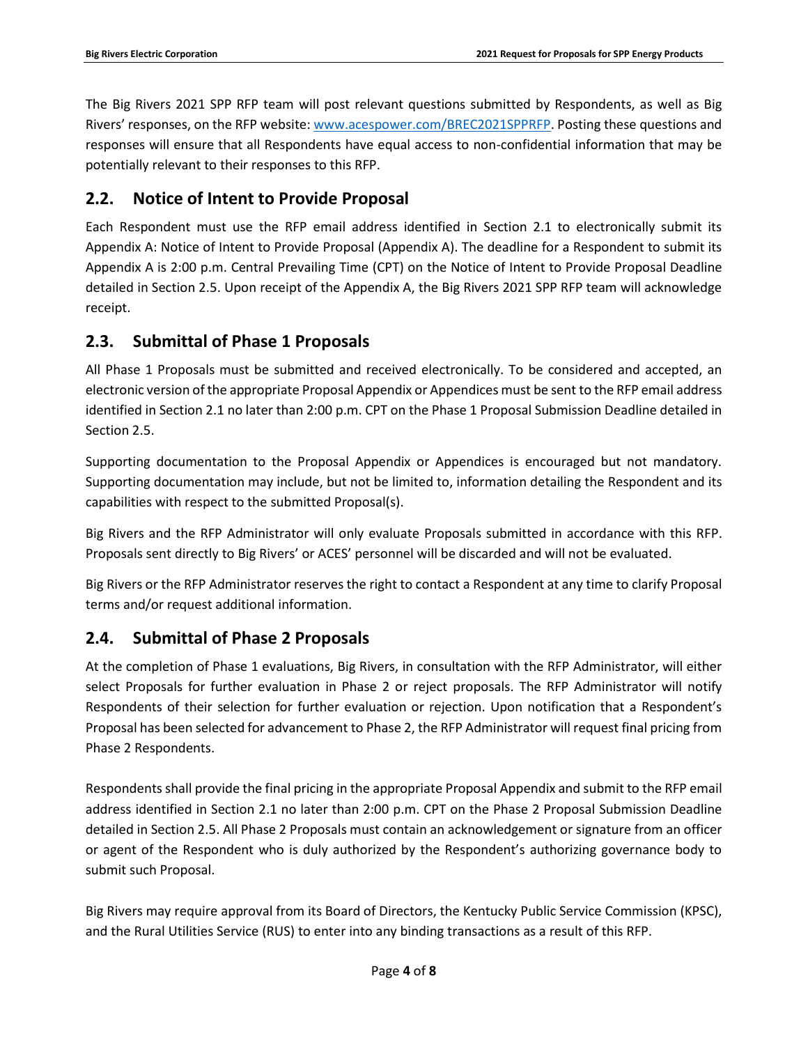The Big Rivers 2021 SPP RFP team will post relevant questions submitted by Respondents, as well as Big Rivers' responses, on the RFP website: [www.acespower.com/BREC2021SPPRFP](www.acespower.com/BREC2021SPPRFP). Posting these questions and responses will ensure that all Respondents have equal access to non-confidential information that may be potentially relevant to their responses to this RFP.

## 2.2. Notice of Intent to Provide Proposal

Each Respondent must use the RFP email address identified in Section 2.1 to electronically submit its Appendix A: Notice of Intent to Provide Proposal (Appendix A). The deadline for a Respondent to submit its Appendix A is 2:00 p.m. Central Prevailing Time (CPT) on the Notice of Intent to Provide Proposal Deadline detailed in Section 2.5. Upon receipt of the Appendix A, the Big Rivers 2021 SPP RFP team will acknowledge receipt.

## 2.3. Submittal of Phase 1 Proposals

All Phase 1 Proposals must be submitted and received electronically. To be considered and accepted, an electronic version of the appropriate Proposal Appendix or Appendices must be sent to the RFP email address identified in Section 2.1 no later than 2:00 p.m. CPT on the Phase 1 Proposal Submission Deadline detailed in Section 2.5.

Supporting documentation to the Proposal Appendix or Appendices is encouraged but not mandatory. Supporting documentation may include, but not be limited to, information detailing the Respondent and its capabilities with respect to the submitted Proposal(s).

Big Rivers and the RFP Administrator will only evaluate Proposals submitted in accordance with this RFP. Proposals sent directly to Big Rivers' or ACES' personnel will be discarded and will not be evaluated.

Big Rivers or the RFP Administrator reserves the right to contact a Respondent at any time to clarify Proposal terms and/or request additional information.

## 2.4. Submittal of Phase 2 Proposals

At the completion of Phase 1 evaluations, Big Rivers, in consultation with the RFP Administrator, will either select Proposals for further evaluation in Phase 2 or reject proposals. The RFP Administrator will notify Respondents of their selection for further evaluation or rejection. Upon notification that a Respondent's Proposal has been selected for advancement to Phase 2, the RFP Administrator will request final pricing from Phase 2 Respondents.

Respondents shall provide the final pricing in the appropriate Proposal Appendix and submit to the RFP email address identified in Section 2.1 no later than 2:00 p.m. CPT on the Phase 2 Proposal Submission Deadline detailed in Section 2.5. All Phase 2 Proposals must contain an acknowledgement or signature from an officer or agent of the Respondent who is duly authorized by the Respondent's authorizing governance body to submit such Proposal.

Big Rivers may require approval from its Board of Directors, the Kentucky Public Service Commission (KPSC), and the Rural Utilities Service (RUS) to enter into any binding transactions as a result of this RFP.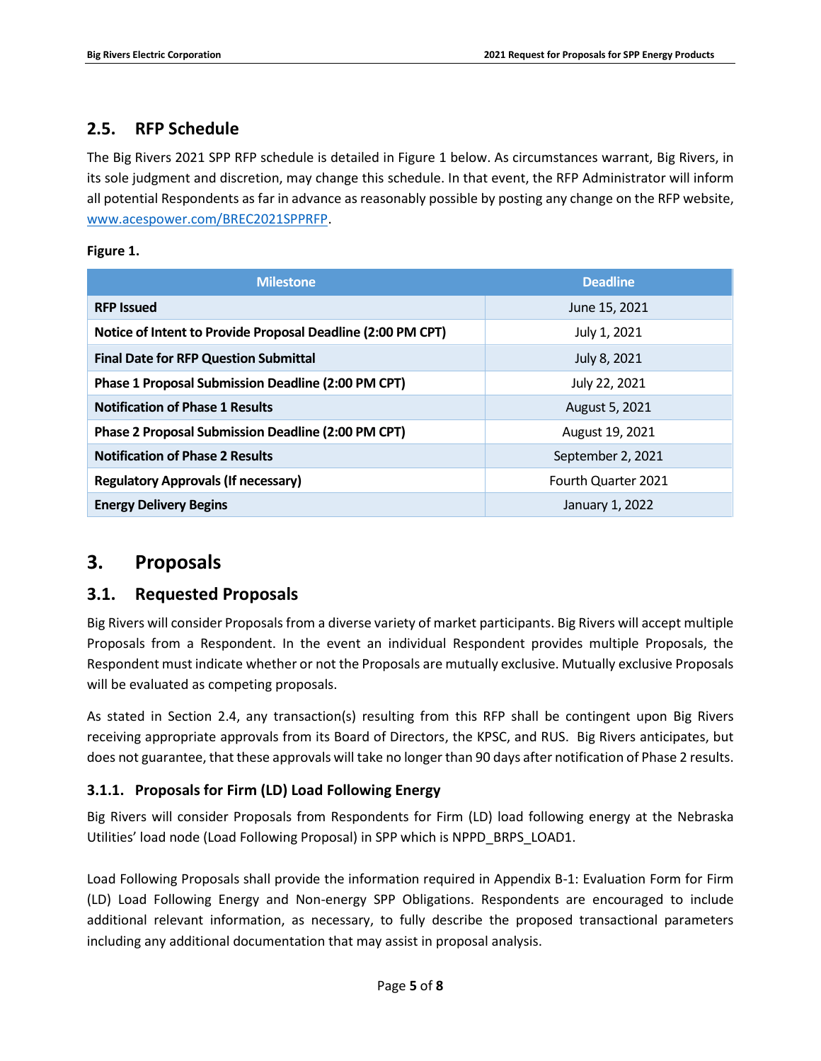## 2.5. RFP Schedule

The Big Rivers 2021 SPP RFP schedule is detailed in Figure 1 below. As circumstances warrant, Big Rivers, in its sole judgment and discretion, may change this schedule. In that event, the RFP Administrator will inform all potential Respondents as far in advance as reasonably possible by posting any change on the RFP website, [www.acespower.com/BREC2021SPPRFP](www.acespower.com/BREC2021SPPRFP).

**Figure 1.**

| Milestone | Deadline |
|---|---|
| **RFP Issued** | June 15, 2021 |
| **Notice of Intent to Provide Proposal Deadline (2:00 PM CPT)** | July 1, 2021 |
| **Final Date for RFP Question Submittal** | July 8, 2021 |
| **Phase 1 Proposal Submission Deadline (2:00 PM CPT)** | July 22, 2021 |
| **Notification of Phase 1 Results** | August 5, 2021 |
| **Phase 2 Proposal Submission Deadline (2:00 PM CPT)** | August 19, 2021 |
| **Notification of Phase 2 Results** | September 2, 2021 |
| **Regulatory Approvals (If necessary)** | Fourth Quarter 2021 |
| **Energy Delivery Begins** | January 1, 2022 |

# 3. Proposals

## 3.1. Requested Proposals

Big Rivers will consider Proposals from a diverse variety of market participants. Big Rivers will accept multiple Proposals from a Respondent. In the event an individual Respondent provides multiple Proposals, the Respondent must indicate whether or not the Proposals are mutually exclusive. Mutually exclusive Proposals will be evaluated as competing proposals.

As stated in Section 2.4, any transaction(s) resulting from this RFP shall be contingent upon Big Rivers receiving appropriate approvals from its Board of Directors, the KPSC, and RUS. Big Rivers anticipates, but does not guarantee, that these approvals will take no longer than 90 days after notification of Phase 2 results.

### 3.1.1. Proposals for Firm (LD) Load Following Energy

Big Rivers will consider Proposals from Respondents for Firm (LD) load following energy at the Nebraska Utilities' load node (Load Following Proposal) in SPP which is NPPD_BRPS_LOAD1.

Load Following Proposals shall provide the information required in Appendix B-1: Evaluation Form for Firm (LD) Load Following Energy and Non-energy SPP Obligations. Respondents are encouraged to include additional relevant information, as necessary, to fully describe the proposed transactional parameters including any additional documentation that may assist in proposal analysis.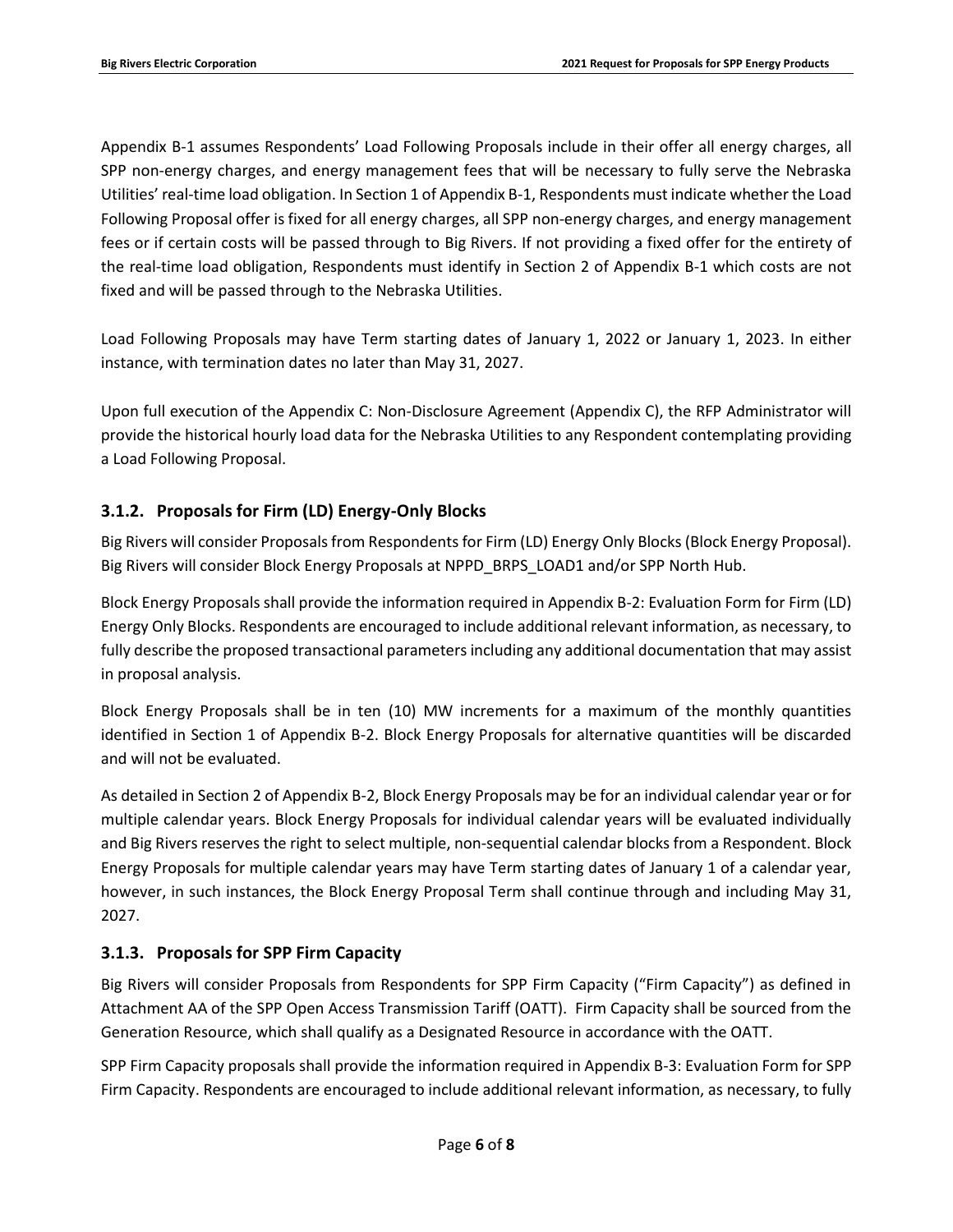Appendix B-1 assumes Respondents' Load Following Proposals include in their offer all energy charges, all SPP non-energy charges, and energy management fees that will be necessary to fully serve the Nebraska Utilities' real-time load obligation. In Section 1 of Appendix B-1, Respondents must indicate whether the Load Following Proposal offer is fixed for all energy charges, all SPP non-energy charges, and energy management fees or if certain costs will be passed through to Big Rivers. If not providing a fixed offer for the entirety of the real-time load obligation, Respondents must identify in Section 2 of Appendix B-1 which costs are not fixed and will be passed through to the Nebraska Utilities.

Load Following Proposals may have Term starting dates of January 1, 2022 or January 1, 2023. In either instance, with termination dates no later than May 31, 2027.

Upon full execution of the Appendix C: Non-Disclosure Agreement (Appendix C), the RFP Administrator will provide the historical hourly load data for the Nebraska Utilities to any Respondent contemplating providing a Load Following Proposal.

### 3.1.2. Proposals for Firm (LD) Energy-Only Blocks

Big Rivers will consider Proposals from Respondents for Firm (LD) Energy Only Blocks (Block Energy Proposal). Big Rivers will consider Block Energy Proposals at NPPD_BRPS_LOAD1 and/or SPP North Hub.

Block Energy Proposals shall provide the information required in Appendix B-2: Evaluation Form for Firm (LD) Energy Only Blocks. Respondents are encouraged to include additional relevant information, as necessary, to fully describe the proposed transactional parameters including any additional documentation that may assist in proposal analysis.

Block Energy Proposals shall be in ten (10) MW increments for a maximum of the monthly quantities identified in Section 1 of Appendix B-2. Block Energy Proposals for alternative quantities will be discarded and will not be evaluated.

As detailed in Section 2 of Appendix B-2, Block Energy Proposals may be for an individual calendar year or for multiple calendar years. Block Energy Proposals for individual calendar years will be evaluated individually and Big Rivers reserves the right to select multiple, non-sequential calendar blocks from a Respondent. Block Energy Proposals for multiple calendar years may have Term starting dates of January 1 of a calendar year, however, in such instances, the Block Energy Proposal Term shall continue through and including May 31, 2027.

### 3.1.3. Proposals for SPP Firm Capacity

Big Rivers will consider Proposals from Respondents for SPP Firm Capacity ("Firm Capacity") as defined in Attachment AA of the SPP Open Access Transmission Tariff (OATT). Firm Capacity shall be sourced from the Generation Resource, which shall qualify as a Designated Resource in accordance with the OATT.

SPP Firm Capacity proposals shall provide the information required in Appendix B-3: Evaluation Form for SPP Firm Capacity. Respondents are encouraged to include additional relevant information, as necessary, to fully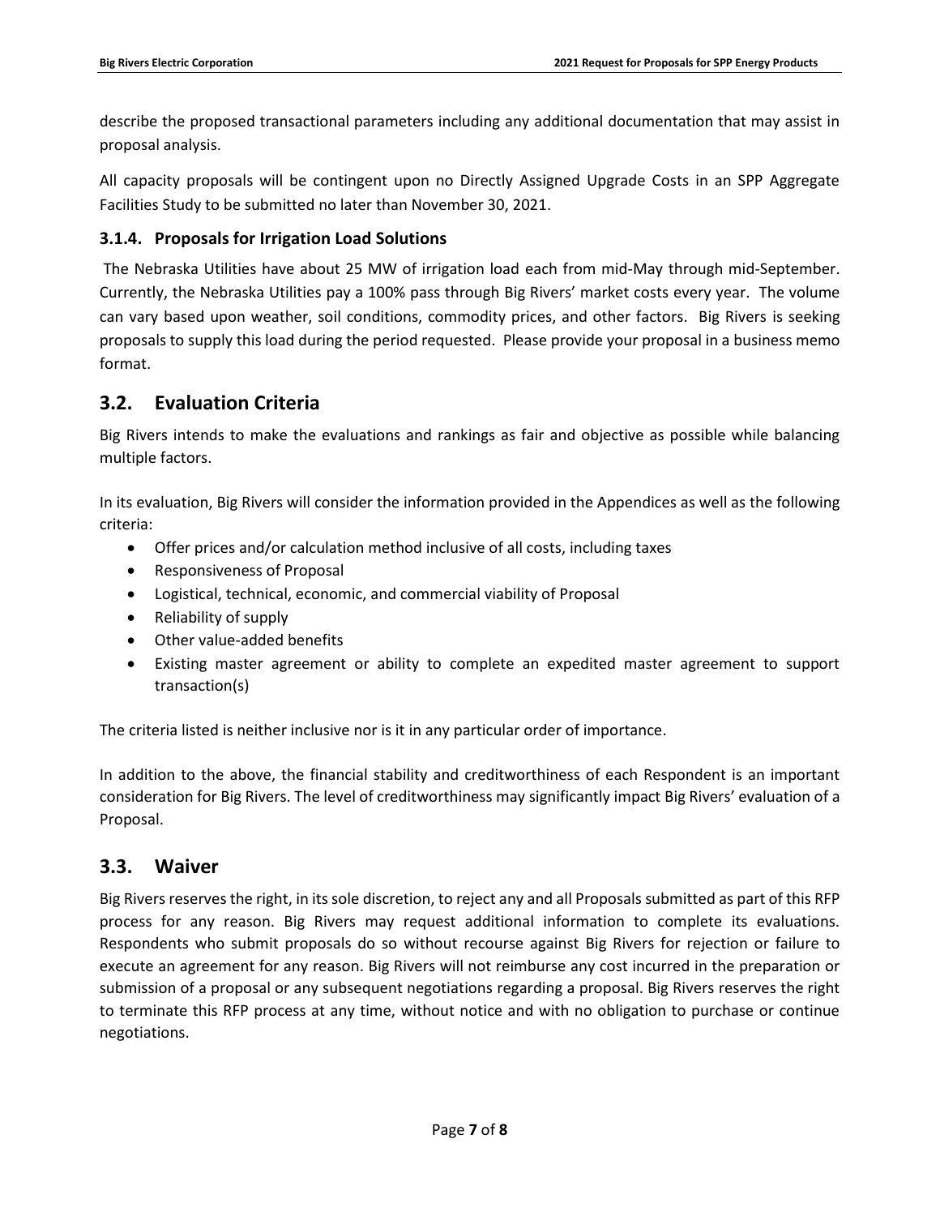describe the proposed transactional parameters including any additional documentation that may assist in proposal analysis.

All capacity proposals will be contingent upon no Directly Assigned Upgrade Costs in an SPP Aggregate Facilities Study to be submitted no later than November 30, 2021.

### 3.1.4. Proposals for Irrigation Load Solutions

The Nebraska Utilities have about 25 MW of irrigation load each from mid-May through mid-September. Currently, the Nebraska Utilities pay a 100% pass through Big Rivers' market costs every year. The volume can vary based upon weather, soil conditions, commodity prices, and other factors. Big Rivers is seeking proposals to supply this load during the period requested. Please provide your proposal in a business memo format.

## 3.2. Evaluation Criteria

Big Rivers intends to make the evaluations and rankings as fair and objective as possible while balancing multiple factors.

In its evaluation, Big Rivers will consider the information provided in the Appendices as well as the following criteria:

- Offer prices and/or calculation method inclusive of all costs, including taxes
- Responsiveness of Proposal
- Logistical, technical, economic, and commercial viability of Proposal
- Reliability of supply
- Other value-added benefits
- Existing master agreement or ability to complete an expedited master agreement to support transaction(s)

The criteria listed is neither inclusive nor is it in any particular order of importance.

In addition to the above, the financial stability and creditworthiness of each Respondent is an important consideration for Big Rivers. The level of creditworthiness may significantly impact Big Rivers' evaluation of a Proposal.

## 3.3. Waiver

Big Rivers reserves the right, in its sole discretion, to reject any and all Proposals submitted as part of this RFP process for any reason. Big Rivers may request additional information to complete its evaluations. Respondents who submit proposals do so without recourse against Big Rivers for rejection or failure to execute an agreement for any reason. Big Rivers will not reimburse any cost incurred in the preparation or submission of a proposal or any subsequent negotiations regarding a proposal. Big Rivers reserves the right to terminate this RFP process at any time, without notice and with no obligation to purchase or continue negotiations.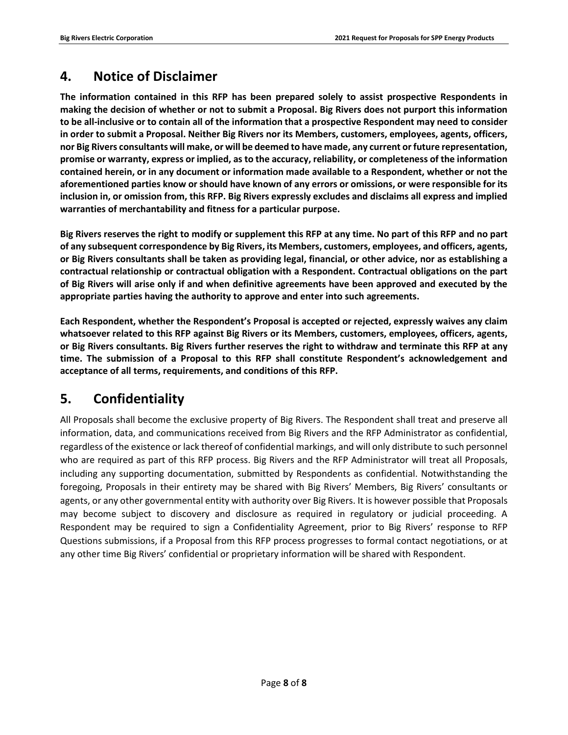## 4. Notice of Disclaimer

**The information contained in this RFP has been prepared solely to assist prospective Respondents in making the decision of whether or not to submit a Proposal. Big Rivers does not purport this information to be all-inclusive or to contain all of the information that a prospective Respondent may need to consider in order to submit a Proposal. Neither Big Rivers nor its Members, customers, employees, agents, officers, nor Big Rivers consultants will make, or will be deemed to have made, any current or future representation, promise or warranty, express or implied, as to the accuracy, reliability, or completeness of the information contained herein, or in any document or information made available to a Respondent, whether or not the aforementioned parties know or should have known of any errors or omissions, or were responsible for its inclusion in, or omission from, this RFP. Big Rivers expressly excludes and disclaims all express and implied warranties of merchantability and fitness for a particular purpose.**

**Big Rivers reserves the right to modify or supplement this RFP at any time. No part of this RFP and no part of any subsequent correspondence by Big Rivers, its Members, customers, employees, and officers, agents, or Big Rivers consultants shall be taken as providing legal, financial, or other advice, nor as establishing a contractual relationship or contractual obligation with a Respondent. Contractual obligations on the part of Big Rivers will arise only if and when definitive agreements have been approved and executed by the appropriate parties having the authority to approve and enter into such agreements.**

**Each Respondent, whether the Respondent's Proposal is accepted or rejected, expressly waives any claim whatsoever related to this RFP against Big Rivers or its Members, customers, employees, officers, agents, or Big Rivers consultants. Big Rivers further reserves the right to withdraw and terminate this RFP at any time. The submission of a Proposal to this RFP shall constitute Respondent's acknowledgement and acceptance of all terms, requirements, and conditions of this RFP.**

## 5. Confidentiality

All Proposals shall become the exclusive property of Big Rivers. The Respondent shall treat and preserve all information, data, and communications received from Big Rivers and the RFP Administrator as confidential, regardless of the existence or lack thereof of confidential markings, and will only distribute to such personnel who are required as part of this RFP process. Big Rivers and the RFP Administrator will treat all Proposals, including any supporting documentation, submitted by Respondents as confidential. Notwithstanding the foregoing, Proposals in their entirety may be shared with Big Rivers' Members, Big Rivers' consultants or agents, or any other governmental entity with authority over Big Rivers. It is however possible that Proposals may become subject to discovery and disclosure as required in regulatory or judicial proceeding. A Respondent may be required to sign a Confidentiality Agreement, prior to Big Rivers' response to RFP Questions submissions, if a Proposal from this RFP process progresses to formal contact negotiations, or at any other time Big Rivers' confidential or proprietary information will be shared with Respondent.